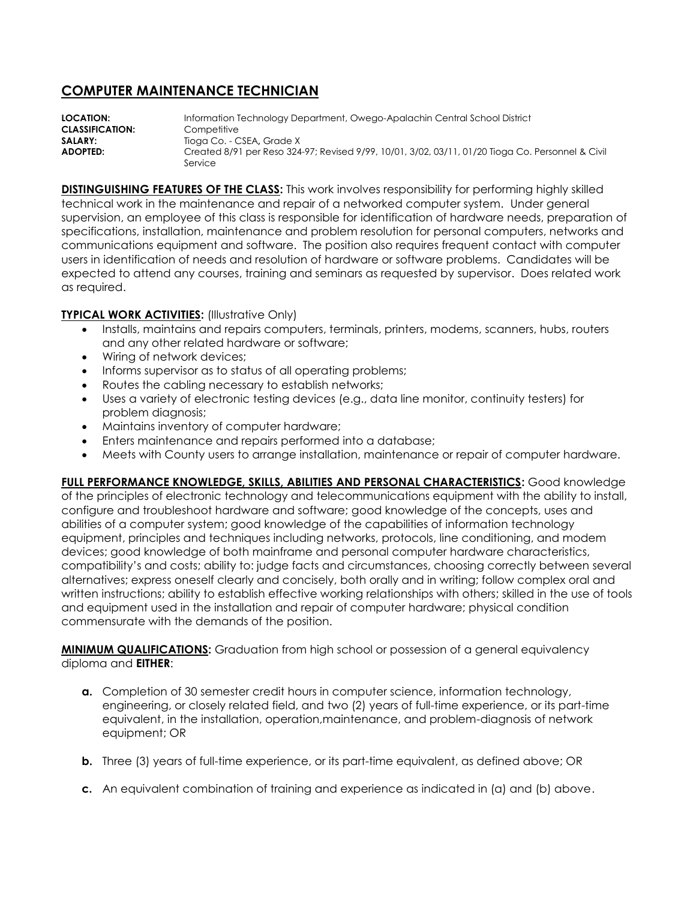# COMPUTER MAINTENANCE TECHNICIAN

**LOCATION:** Information Technology Department, Owego-Apalachin Central School District
**CLASSIFICATION:** Competitive
**SALARY:** Tioga Co. - CSEA, Grade X
**ADOPTED:** Created 8/91 per Reso 324-97; Revised 9/99, 10/01, 3/02, 03/11, 01/20 Tioga Co. Personnel & Civil Service

**DISTINGUISHING FEATURES OF THE CLASS:** This work involves responsibility for performing highly skilled technical work in the maintenance and repair of a networked computer system. Under general supervision, an employee of this class is responsible for identification of hardware needs, preparation of specifications, installation, maintenance and problem resolution for personal computers, networks and communications equipment and software. The position also requires frequent contact with computer users in identification of needs and resolution of hardware or software problems. Candidates will be expected to attend any courses, training and seminars as requested by supervisor. Does related work as required.

**TYPICAL WORK ACTIVITIES:** (Illustrative Only)

- Installs, maintains and repairs computers, terminals, printers, modems, scanners, hubs, routers and any other related hardware or software;
- Wiring of network devices;
- Informs supervisor as to status of all operating problems;
- Routes the cabling necessary to establish networks;
- Uses a variety of electronic testing devices (e.g., data line monitor, continuity testers) for problem diagnosis;
- Maintains inventory of computer hardware;
- Enters maintenance and repairs performed into a database;
- Meets with County users to arrange installation, maintenance or repair of computer hardware.

**FULL PERFORMANCE KNOWLEDGE, SKILLS, ABILITIES AND PERSONAL CHARACTERISTICS:** Good knowledge of the principles of electronic technology and telecommunications equipment with the ability to install, configure and troubleshoot hardware and software; good knowledge of the concepts, uses and abilities of a computer system; good knowledge of the capabilities of information technology equipment, principles and techniques including networks, protocols, line conditioning, and modem devices; good knowledge of both mainframe and personal computer hardware characteristics, compatibility's and costs; ability to: judge facts and circumstances, choosing correctly between several alternatives; express oneself clearly and concisely, both orally and in writing; follow complex oral and written instructions; ability to establish effective working relationships with others; skilled in the use of tools and equipment used in the installation and repair of computer hardware; physical condition commensurate with the demands of the position.

**MINIMUM QUALIFICATIONS:** Graduation from high school or possession of a general equivalency diploma and **EITHER**:

**a.** Completion of 30 semester credit hours in computer science, information technology, engineering, or closely related field, and two (2) years of full-time experience, or its part-time equivalent, in the installation, operation,maintenance, and problem-diagnosis of network equipment; OR

**b.** Three (3) years of full-time experience, or its part-time equivalent, as defined above; OR

**c.** An equivalent combination of training and experience as indicated in (a) and (b) above.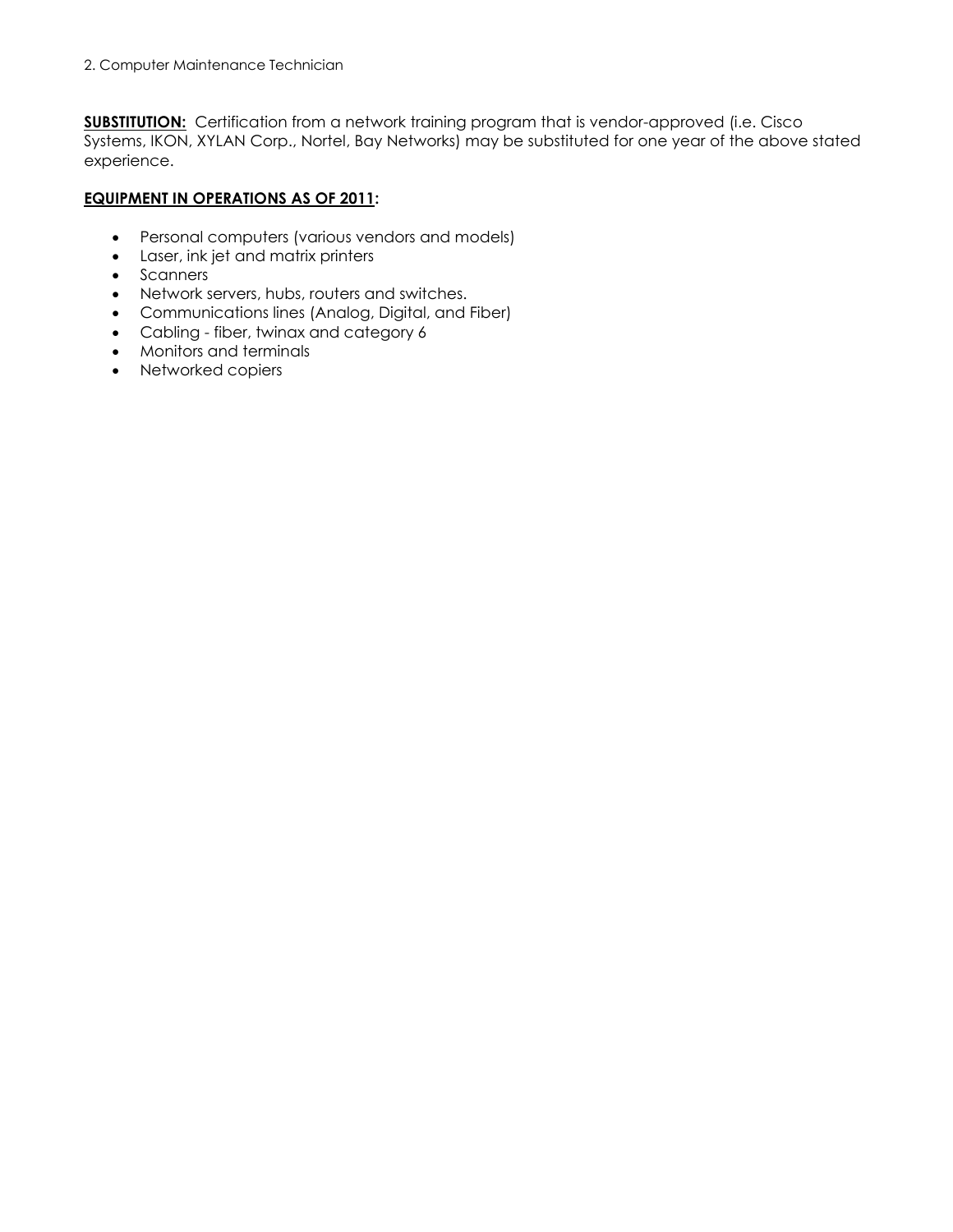**SUBSTITUTION:** Certification from a network training program that is vendor-approved (i.e. Cisco Systems, IKON, XYLAN Corp., Nortel, Bay Networks) may be substituted for one year of the above stated experience.

**EQUIPMENT IN OPERATIONS AS OF 2011:**

- Personal computers (various vendors and models)
- Laser, ink jet and matrix printers
- Scanners
- Network servers, hubs, routers and switches.
- Communications lines (Analog, Digital, and Fiber)
- Cabling - fiber, twinax and category 6
- Monitors and terminals
- Networked copiers